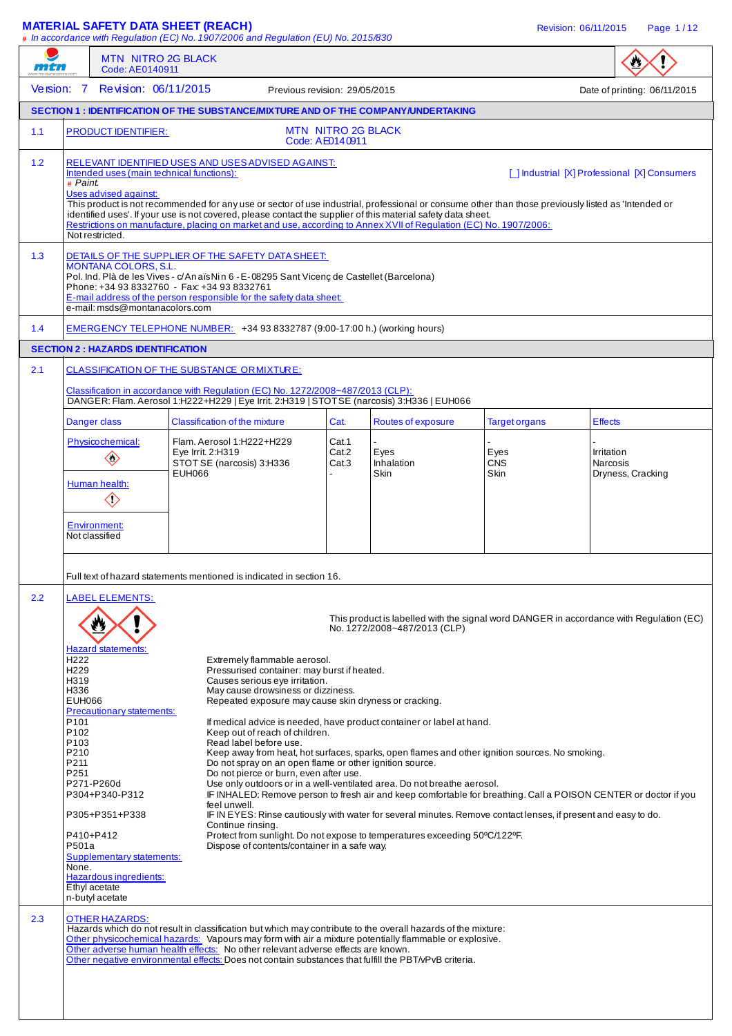# MATERIAL SAFETY DATA SHEET (REACH)

*# In accordance with Regulation (EC) No. 1907/2006 and Regulation (EU) No. 2015/830*

**MTN NITRO 2G BLACK**
Code: AE0140911

Version: 7 Revision: 06/11/2015 Previous revision: 29/05/2015 Date of printing: 06/11/2015

## SECTION 1 : IDENTIFICATION OF THE SUBSTANCE/MIXTURE AND OF THE COMPANY/UNDERTAKING

**1.1 PRODUCT IDENTIFIER:** MTN NITRO 2G BLACK
Code: AE0140911

**1.2 RELEVANT IDENTIFIED USES AND USES ADVISED AGAINST:**

Intended uses (main technical functions): [ ] Industrial [X] Professional [X] Consumers

*# Paint.*

Uses advised against:

This product is not recommended for any use or sector of use industrial, professional or consume other than those previously listed as 'Intended or identified uses'. If your use is not covered, please contact the supplier of this material safety data sheet.

Restrictions on manufacture, placing on market and use, according to Annex XVII of Regulation (EC) No. 1907/2006:

Not restricted.

**1.3 DETAILS OF THE SUPPLIER OF THE SAFETY DATA SHEET:**

MONTANA COLORS, S.L.
Pol. Ind. Plà de les Vives - c/Anaïs Nin 6 - E-08295 Sant Vicenç de Castellet (Barcelona)
Phone: +34 93 8332760 - Fax: +34 93 8332761

E-mail address of the person responsible for the safety data sheet:
e-mail: msds@montanacolors.com

**1.4 EMERGENCY TELEPHONE NUMBER:** +34 93 8332787 (9:00-17:00 h.) (working hours)

## SECTION 2 : HAZARDS IDENTIFICATION

**2.1 CLASSIFICATION OF THE SUBSTANCE OR MIXTURE:**

Classification in accordance with Regulation (EC) No. 1272/2008~487/2013 (CLP):
DANGER: Flam. Aerosol 1:H222+H229 | Eye Irrit. 2:H319 | STOT SE (narcosis) 3:H336 | EUH066

| Danger class | Classification of the mixture | Cat. | Routes of exposure | Target organs | Effects |
|---|---|---|---|---|---|
| Physicochemical: | Flam. Aerosol 1:H222+H229 | Cat.1 | - | - | - |
| Human health: | Eye Irrit. 2:H319 | Cat.2 | Eyes | Eyes | Irritation |
| Environment: Not classified | STOT SE (narcosis) 3:H336 | Cat.3 | Inhalation | CNS | Narcosis |
| | EUH066 | - | Skin | Skin | Dryness, Cracking |

Full text of hazard statements mentioned is indicated in section 16.

**2.2 LABEL ELEMENTS:**

This product is labelled with the signal word DANGER in accordance with Regulation (EC) No. 1272/2008~487/2013 (CLP)

Hazard statements:

| | |
|---|---|
| H222 | Extremely flammable aerosol. |
| H229 | Pressurised container: may burst if heated. |
| H319 | Causes serious eye irritation. |
| H336 | May cause drowsiness or dizziness. |
| EUH066 | Repeated exposure may cause skin dryness or cracking. |

Precautionary statements:

| | |
|---|---|
| P101 | If medical advice is needed, have product container or label at hand. |
| P102 | Keep out of reach of children. |
| P103 | Read label before use. |
| P210 | Keep away from heat, hot surfaces, sparks, open flames and other ignition sources. No smoking. |
| P211 | Do not spray on an open flame or other ignition source. |
| P251 | Do not pierce or burn, even after use. |
| P271-P260d | Use only outdoors or in a well-ventilated area. Do not breathe aerosol. |
| P304+P340-P312 | IF INHALED: Remove person to fresh air and keep comfortable for breathing. Call a POISON CENTER or doctor if you feel unwell. |
| P305+P351+P338 | IF IN EYES: Rinse cautiously with water for several minutes. Remove contact lenses, if present and easy to do. Continue rinsing. |
| P410+P412 | Protect from sunlight. Do not expose to temperatures exceeding 50ºC/122ºF. |
| P501a | Dispose of contents/container in a safe way. |

Supplementary statements:
None.

Hazardous ingredients:
Ethyl acetate
n-butyl acetate

**2.3 OTHER HAZARDS:**

Hazards which do not result in classification but which may contribute to the overall hazards of the mixture:

Other physicochemical hazards: Vapours may form with air a mixture potentially flammable or explosive.

Other adverse human health effects: No other relevant adverse effects are known.

Other negative environmental effects: Does not contain substances that fulfill the PBT/vPvB criteria.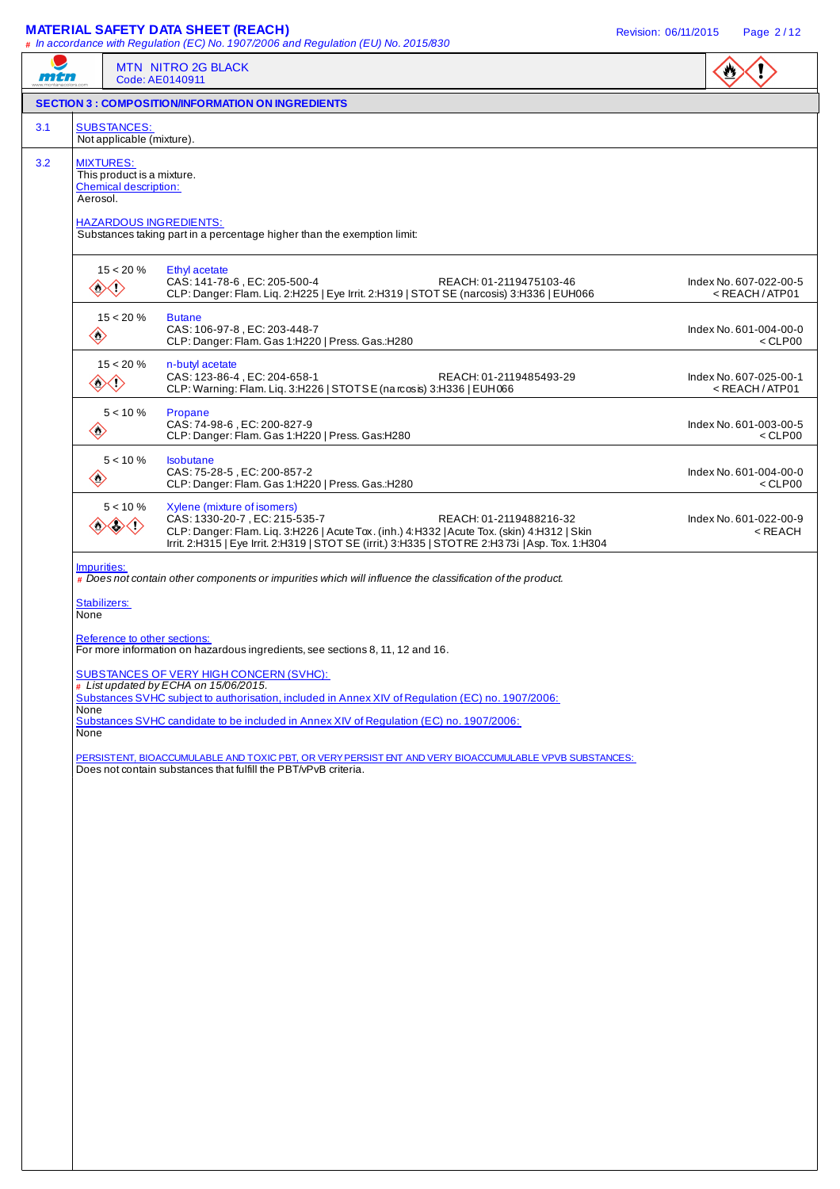## SECTION 3 : COMPOSITION/INFORMATION ON INGREDIENTS

**3.1** SUBSTANCES:

Not applicable (mixture).

**3.2** MIXTURES:

This product is a mixture.

Chemical description:

Aerosol.

HAZARDOUS INGREDIENTS:

Substances taking part in a percentage higher than the exemption limit:

| Concentration | Ingredient | Index No. |
|---|---|---|
| 15 < 20 % | Ethyl acetate<br>CAS: 141-78-6 , EC: 205-500-4 REACH: 01-2119475103-46<br>CLP: Danger: Flam. Liq. 2:H225 \| Eye Irrit. 2:H319 \| STOT SE (narcosis) 3:H336 \| EUH066 | Index No. 607-022-00-5<br>< REACH / ATP01 |
| 15 < 20 % | Butane<br>CAS: 106-97-8 , EC: 203-448-7<br>CLP: Danger: Flam. Gas 1:H220 \| Press. Gas.:H280 | Index No. 601-004-00-0<br>< CLP00 |
| 15 < 20 % | n-butyl acetate<br>CAS: 123-86-4 , EC: 204-658-1 REACH: 01-2119485493-29<br>CLP: Warning: Flam. Liq. 3:H226 \| STOT SE (narcosis) 3:H336 \| EUH066 | Index No. 607-025-00-1<br>< REACH / ATP01 |
| 5 < 10 % | Propane<br>CAS: 74-98-6 , EC: 200-827-9<br>CLP: Danger: Flam. Gas 1:H220 \| Press. Gas:H280 | Index No. 601-003-00-5<br>< CLP00 |
| 5 < 10 % | Isobutane<br>CAS: 75-28-5 , EC: 200-857-2<br>CLP: Danger: Flam. Gas 1:H220 \| Press. Gas:H280 | Index No. 601-004-00-0<br>< CLP00 |
| 5 < 10 % | Xylene (mixture of isomers)<br>CAS: 1330-20-7 , EC: 215-535-7 REACH: 01-2119488216-32<br>CLP: Danger: Flam. Liq. 3:H226 \| Acute Tox. (inh.) 4:H332 \| Acute Tox. (skin) 4:H312 \| Skin Irrit. 2:H315 \| Eye Irrit. 2:H319 \| STOT SE (irrit.) 3:H335 \| STOT RE 2:H373i \| Asp. Tox. 1:H304 | Index No. 601-022-00-9<br>< REACH |

Impurities:

*# Does not contain other components or impurities which will influence the classification of the product.*

Stabilizers:

None

Reference to other sections:

For more information on hazardous ingredients, see sections 8, 11, 12 and 16.

SUBSTANCES OF VERY HIGH CONCERN (SVHC):

*# List updated by ECHA on 15/06/2015.*

Substances SVHC subject to authorisation, included in Annex XIV of Regulation (EC) no. 1907/2006:

None

Substances SVHC candidate to be included in Annex XIV of Regulation (EC) no. 1907/2006:

None

PERSISTENT, BIOACCUMULABLE AND TOXIC PBT, OR VERY PERSISTENT AND VERY BIOACCUMULABLE VPVB SUBSTANCES:

Does not contain substances that fulfill the PBT/vPvB criteria.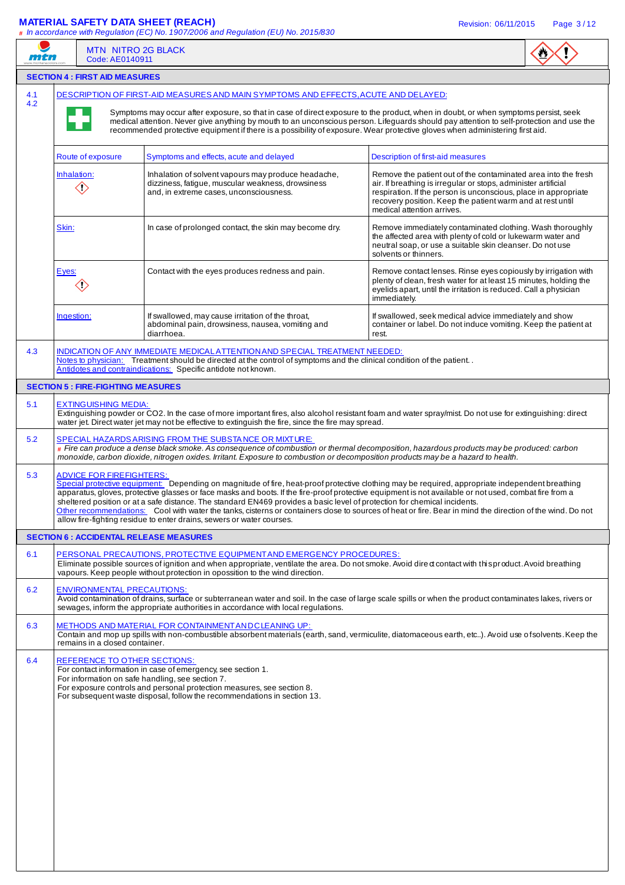MTN NITRO 2G BLACK
Code: AE0140911

## SECTION 4 : FIRST AID MEASURES

**4.1 4.2** DESCRIPTION OF FIRST-AID MEASURES AND MAIN SYMPTOMS AND EFFECTS, ACUTE AND DELAYED:

Symptoms may occur after exposure, so that in case of direct exposure to the product, when in doubt, or when symptoms persist, seek medical attention. Never give anything by mouth to an unconscious person. Lifeguards should pay attention to self-protection and use the recommended protective equipment if there is a possibility of exposure. Wear protective gloves when administering first aid.

| Route of exposure | Symptoms and effects, acute and delayed | Description of first-aid measures |
|---|---|---|
| Inhalation: | Inhalation of solvent vapours may produce headache, dizziness, fatigue, muscular weakness, drowsiness and, in extreme cases, unconsciousness. | Remove the patient out of the contaminated area into the fresh air. If breathing is irregular or stops, administer artificial respiration. If the person is unconscious, place in appropriate recovery position. Keep the patient warm and at rest until medical attention arrives. |
| Skin: | In case of prolonged contact, the skin may become dry. | Remove immediately contaminated clothing. Wash thoroughly the affected area with plenty of cold or lukewarm water and neutral soap, or use a suitable skin cleanser. Do not use solvents or thinners. |
| Eyes: | Contact with the eyes produces redness and pain. | Remove contact lenses. Rinse eyes copiously by irrigation with plenty of clean, fresh water for at least 15 minutes, holding the eyelids apart, until the irritation is reduced. Call a physician immediately. |
| Ingestion: | If swallowed, may cause irritation of the throat, abdominal pain, drowsiness, nausea, vomiting and diarrhoea. | If swallowed, seek medical advice immediately and show container or label. Do not induce vomiting. Keep the patient at rest. |

**4.3** INDICATION OF ANY IMMEDIATE MEDICAL ATTENTION AND SPECIAL TREATMENT NEEDED:
Notes to physician: Treatment should be directed at the control of symptoms and the clinical condition of the patient. .
Antidotes and contraindications: Specific antidote not known.

## SECTION 5 : FIRE-FIGHTING MEASURES

**5.1** EXTINGUISHING MEDIA:
Extinguishing powder or CO2. In the case of more important fires, also alcohol resistant foam and water spray/mist. Do not use for extinguishing: direct water jet. Direct water jet may not be effective to extinguish the fire, since the fire may spread.

**5.2** SPECIAL HAZARDS ARISING FROM THE SUBSTANCE OR MIXTURE:
# *Fire can produce a dense black smoke. As consequence of combustion or thermal decomposition, hazardous products may be produced: carbon monoxide, carbon dioxide, nitrogen oxides. Irritant. Exposure to combustion or decomposition products may be a hazard to health.*

**5.3** ADVICE FOR FIREFIGHTERS:
Special protective equipment: Depending on magnitude of fire, heat-proof protective clothing may be required, appropriate independent breathing apparatus, gloves, protective glasses or face masks and boots. If the fire-proof protective equipment is not available or not used, combat fire from a sheltered position or at a safe distance. The standard EN469 provides a basic level of protection for chemical incidents.
Other recommendations: Cool with water the tanks, cisterns or containers close to sources of heat or fire. Bear in mind the direction of the wind. Do not allow fire-fighting residue to enter drains, sewers or water courses.

## SECTION 6 : ACCIDENTAL RELEASE MEASURES

**6.1** PERSONAL PRECAUTIONS, PROTECTIVE EQUIPMENT AND EMERGENCY PROCEDURES:
Eliminate possible sources of ignition and when appropriate, ventilate the area. Do not smoke. Avoid direct contact with this product. Avoid breathing vapours. Keep people without protection in opossition to the wind direction.

**6.2** ENVIRONMENTAL PRECAUTIONS:
Avoid contamination of drains, surface or subterranean water and soil. In the case of large scale spills or when the product contaminates lakes, rivers or sewages, inform the appropriate authorities in accordance with local regulations.

**6.3** METHODS AND MATERIAL FOR CONTAINMENT AND CLEANING UP:
Contain and mop up spills with non-combustible absorbent materials (earth, sand, vermiculite, diatomaceous earth, etc..). Avoid use of solvents. Keep the remains in a closed container.

**6.4** REFERENCE TO OTHER SECTIONS:
For contact information in case of emergency, see section 1.
For information on safe handling, see section 7.
For exposure controls and personal protection measures, see section 8.
For subsequent waste disposal, follow the recommendations in section 13.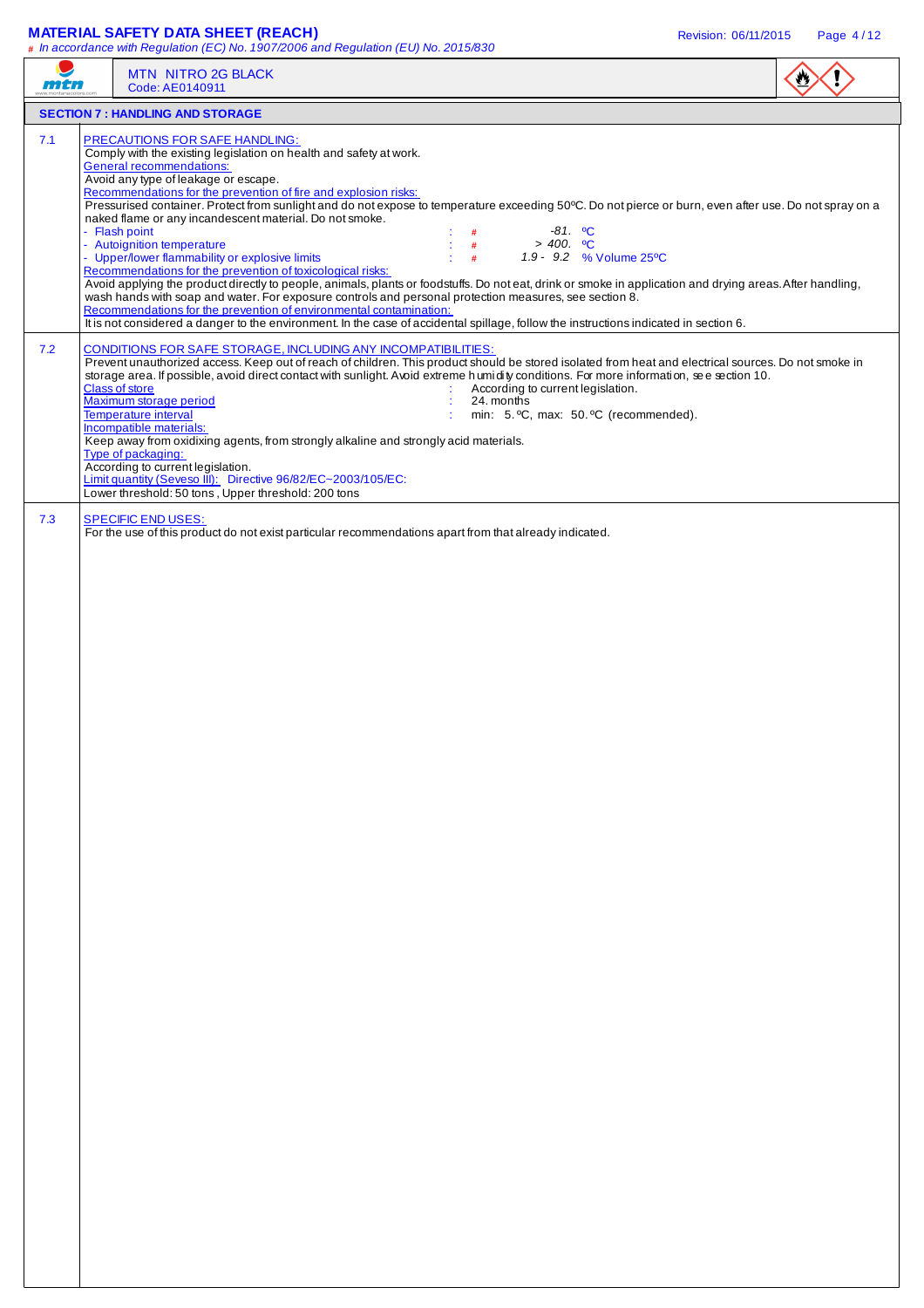MTN NITRO 2G BLACK
Code: AE0140911

## SECTION 7 : HANDLING AND STORAGE

### 7.1 PRECAUTIONS FOR SAFE HANDLING:

Comply with the existing legislation on health and safety at work.

General recommendations:

Avoid any type of leakage or escape.

Recommendations for the prevention of fire and explosion risks:

Pressurised container. Protect from sunlight and do not expose to temperature exceeding 50ºC. Do not pierce or burn, even after use. Do not spray on a naked flame or any incandescent material. Do not smoke.

- Flash point : # -81. ºC
- Autoignition temperature : # > 400. ºC
- Upper/lower flammability or explosive limits : # 1.9 - 9.2 % Volume 25ºC

Recommendations for the prevention of toxicological risks:

Avoid applying the product directly to people, animals, plants or foodstuffs. Do not eat, drink or smoke in application and drying areas. After handling, wash hands with soap and water. For exposure controls and personal protection measures, see section 8.

Recommendations for the prevention of environmental contamination:

It is not considered a danger to the environment. In the case of accidental spillage, follow the instructions indicated in section 6.

### 7.2 CONDITIONS FOR SAFE STORAGE, INCLUDING ANY INCOMPATIBILITIES:

Prevent unauthorized access. Keep out of reach of children. This product should be stored isolated from heat and electrical sources. Do not smoke in storage area. If possible, avoid direct contact with sunlight. Avoid extreme humidity conditions. For more information, see section 10.

Class of store : According to current legislation.

Maximum storage period : 24. months

Temperature interval : min: 5. ºC, max: 50. ºC (recommended).

Incompatible materials:

Keep away from oxidising agents, from strongly alkaline and strongly acid materials.

Type of packaging:

According to current legislation.

Limit quantity (Seveso III): Directive 96/82/EC~2003/105/EC:

Lower threshold: 50 tons , Upper threshold: 200 tons

### 7.3 SPECIFIC END USES:

For the use of this product do not exist particular recommendations apart from that already indicated.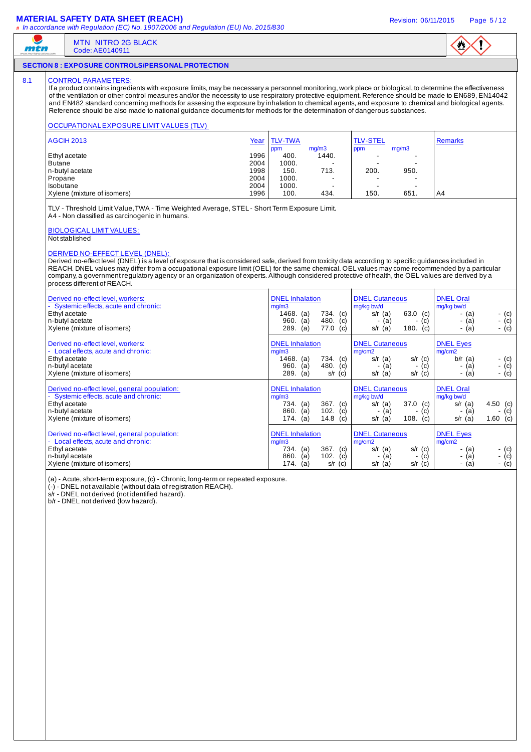**MATERIAL SAFETY DATA SHEET (REACH)**

# *In accordance with Regulation (EC) No. 1907/2006 and Regulation (EU) No. 2015/830*

MTN NITRO 2G BLACK
Code: AE0140911

## SECTION 8 : EXPOSURE CONTROLS/PERSONAL PROTECTION

### 8.1 CONTROL PARAMETERS:

If a product contains ingredients with exposure limits, may be necessary a personnel monitoring, work place or biological, to determine the effectiveness of the ventilation or other control measures and/or the necessity to use respiratory protective equipment. Reference should be made to EN689, EN14042 and EN482 standard concerning methods for assesing the exposure by inhalation to chemical agents, and exposure to chemical and biological agents. Reference should be also made to national guidance documents for methods for the determination of dangerous substances.

OCCUPATIONAL EXPOSURE LIMIT VALUES (TLV)

| AGCIH 2013 | Year | TLV-TWA ppm | TLV-TWA mg/m3 | TLV-STEL ppm | TLV-STEL mg/m3 | Remarks |
|---|---|---|---|---|---|---|
| Ethyl acetate | 1996 | 400. | 1440. | - | - | |
| Butane | 2004 | 1000. | - | - | - | |
| n-butyl acetate | 1998 | 150. | 713. | 200. | 950. | |
| Propane | 2004 | 1000. | - | - | - | |
| Isobutane | 2004 | 1000. | - | - | - | |
| Xylene (mixture of isomers) | 1996 | 100. | 434. | 150. | 651. | A4 |

TLV - Threshold Limit Value, TWA - Time Weighted Average, STEL - Short Term Exposure Limit.
A4 - Non classified as carcinogenic in humans.

BIOLOGICAL LIMIT VALUES:
Not stablished

DERIVED NO-EFFECT LEVEL (DNEL):
Derived no-effect level (DNEL) is a level of exposure that is considered safe, derived from toxicity data according to specific guidances included in REACH. DNEL values may differ from a occupational exposure limit (OEL) for the same chemical. OEL values may come recommended by a particular company, a government regulatory agency or an organization of experts. Although considered protective of health, the OEL values are derived by a process different of REACH.

| Derived no-effect level, workers: - Systemic effects, acute and chronic: | DNEL Inhalation mg/m3 | | DNEL Cutaneous mg/kg bw/d | | DNEL Oral mg/kg bw/d | |
|---|---|---|---|---|---|---|
| Ethyl acetate | 1468. (a) | 734. (c) | s/r (a) | 63.0 (c) | - (a) | - (c) |
| n-butyl acetate | 960. (a) | 480. (c) | - (a) | - (c) | - (a) | - (c) |
| Xylene (mixture of isomers) | 289. (a) | 77.0 (c) | s/r (a) | 180. (c) | - (a) | - (c) |

| Derived no-effect level, workers: - Local effects, acute and chronic: | DNEL Inhalation mg/m3 | | DNEL Cutaneous mg/cm2 | | DNEL Eyes mg/cm2 | |
|---|---|---|---|---|---|---|
| Ethyl acetate | 1468. (a) | 734. (c) | s/r (a) | s/r (c) | b/r (a) | - (c) |
| n-butyl acetate | 960. (a) | 480. (c) | - (a) | - (c) | - (a) | - (c) |
| Xylene (mixture of isomers) | 289. (a) | s/r (c) | s/r (a) | s/r (c) | - (a) | - (c) |

| Derived no-effect level, general population: - Systemic effects, acute and chronic: | DNEL Inhalation mg/m3 | | DNEL Cutaneous mg/kg bw/d | | DNEL Oral mg/kg bw/d | |
|---|---|---|---|---|---|---|
| Ethyl acetate | 734. (a) | 367. (c) | s/r (a) | 37.0 (c) | s/r (a) | 4.50 (c) |
| n-butyl acetate | 860. (a) | 102. (c) | - (a) | - (c) | - (a) | - (c) |
| Xylene (mixture of isomers) | 174. (a) | 14.8 (c) | s/r (a) | 108. (c) | s/r (a) | 1.60 (c) |

| Derived no-effect level, general population: - Local effects, acute and chronic: | DNEL Inhalation mg/m3 | | DNEL Cutaneous mg/cm2 | | DNEL Eyes mg/cm2 | |
|---|---|---|---|---|---|---|
| Ethyl acetate | 734. (a) | 367. (c) | s/r (a) | s/r (c) | - (a) | - (c) |
| n-butyl acetate | 860. (a) | 102. (c) | - (a) | - (c) | - (a) | - (c) |
| Xylene (mixture of isomers) | 174. (a) | s/r (c) | s/r (a) | s/r (c) | - (a) | - (c) |

(a) - Acute, short-term exposure, (c) - Chronic, long-term or repeated exposure.
(-) - DNEL not available (without data of registration REACH).
s/r - DNEL not derived (not identified hazard).
b/r - DNEL not derived (low hazard).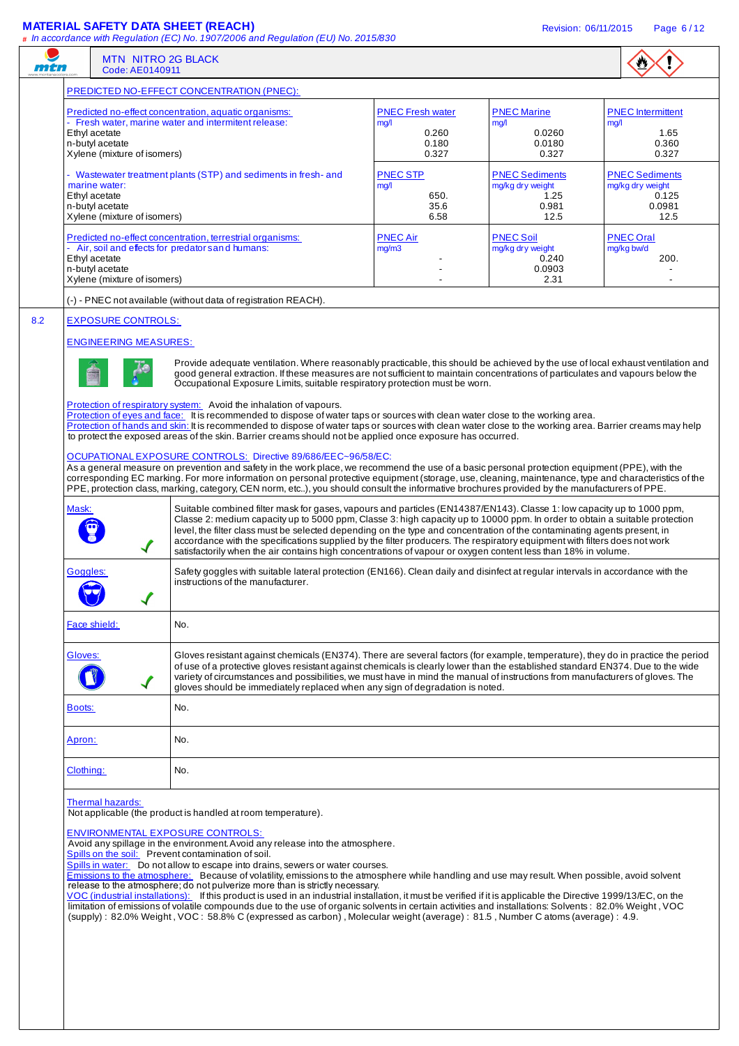MATERIAL SAFETY DATA SHEET (REACH)

# In accordance with Regulation (EC) No. 1907/2006 and Regulation (EU) No. 2015/830

MTN NITRO 2G BLACK
Code: AE0140911

## PREDICTED NO-EFFECT CONCENTRATION (PNEC):

| Predicted no-effect concentration, aquatic organisms: - Fresh water, marine water and intermitent release: | PNEC Fresh water mg/l | PNEC Marine mg/l | PNEC Intermittent mg/l |
|---|---|---|---|
| Ethyl acetate | 0.260 | 0.0260 | 1.65 |
| n-butyl acetate | 0.180 | 0.0180 | 0.360 |
| Xylene (mixture of isomers) | 0.327 | 0.327 | 0.327 |

| - Wastewater treatment plants (STP) and sediments in fresh- and marine water: | PNEC STP mg/l | PNEC Sediments mg/kg dry weight | PNEC Sediments mg/kg dry weight |
|---|---|---|---|
| Ethyl acetate | 650. | 1.25 | 0.125 |
| n-butyl acetate | 35.6 | 0.981 | 0.0981 |
| Xylene (mixture of isomers) | 6.58 | 12.5 | 12.5 |

| Predicted no-effect concentration, terrestrial organisms: - Air, soil and effects for predators and humans: | PNEC Air mg/m3 | PNEC Soil mg/kg dry weight | PNEC Oral mg/kg bw/d |
|---|---|---|---|
| Ethyl acetate | - | 0.240 | 200. |
| n-butyl acetate | - | 0.0903 | - |
| Xylene (mixture of isomers) | - | 2.31 | - |

(-) - PNEC not available (without data of registration REACH).

## 8.2 EXPOSURE CONTROLS:

### ENGINEERING MEASURES:

Provide adequate ventilation. Where reasonably practicable, this should be achieved by the use of local exhaust ventilation and good general extraction. If these measures are not sufficient to maintain concentrations of particulates and vapours below the Occupational Exposure Limits, suitable respiratory protection must be worn.

Protection of respiratory system: Avoid the inhalation of vapours.
Protection of eyes and face: It is recommended to dispose of water taps or sources with clean water close to the working area.
Protection of hands and skin: It is recommended to dispose of water taps or sources with clean water close to the working area. Barrier creams may help to protect the exposed areas of the skin. Barrier creams should not be applied once exposure has occurred.

### OCUPATIONAL EXPOSURE CONTROLS: Directive 89/686/EEC~96/58/EC:

As a general measure on prevention and safety in the work place, we recommend the use of a basic personal protection equipment (PPE), with the corresponding EC marking. For more information on personal protective equipment (storage, use, cleaning, maintenance, type and characteristics of the PPE, protection class, marking, category, CEN norm, etc..), you should consult the informative brochures provided by the manufacturers of PPE.

| | |
|---|---|
| Mask: ✓ | Suitable combined filter mask for gases, vapours and particles (EN14387/EN143). Classe 1: low capacity up to 1000 ppm, Classe 2: medium capacity up to 5000 ppm, Classe 3: high capacity up to 10000 ppm. In order to obtain a suitable protection level, the filter class must be selected depending on the type and concentration of the contaminating agents present, in accordance with the specifications supplied by the filter producers. The respiratory equipment with filters does not work satisfactorily when the air contains high concentrations of vapour or oxygen content less than 18% in volume. |
| Goggles: ✓ | Safety goggles with suitable lateral protection (EN166). Clean daily and disinfect at regular intervals in accordance with the instructions of the manufacturer. |
| Face shield: | No. |
| Gloves: ✓ | Gloves resistant against chemicals (EN374). There are several factors (for example, temperature), they do in practice the period of use of a protective gloves resistant against chemicals is clearly lower than the established standard EN374. Due to the wide variety of circumstances and possibilities, we must have in mind the manual of instructions from manufacturers of gloves. The gloves should be immediately replaced when any sign of degradation is noted. |
| Boots: | No. |
| Apron: | No. |
| Clothing: | No. |

Thermal hazards:
Not applicable (the product is handled at room temperature).

### ENVIRONMENTAL EXPOSURE CONTROLS:

Avoid any spillage in the environment. Avoid any release into the atmosphere.
Spills on the soil: Prevent contamination of soil.
Spills in water: Do not allow to escape into drains, sewers or water courses.
Emissions to the atmosphere: Because of volatility, emissions to the atmosphere while handling and use may result. When possible, avoid solvent release to the atmosphere; do not pulverize more than is strictly necessary.
VOC (industrial installations): If this product is used in an industrial installation, it must be verified if it is applicable the Directive 1999/13/EC, on the limitation of emissions of volatile compounds due to the use of organic solvents in certain activities and installations: Solvents : 82.0% Weight , VOC (supply) : 82.0% Weight , VOC : 58.8% C (expressed as carbon) , Molecular weight (average) : 81.5 , Number C atoms (average) : 4.9.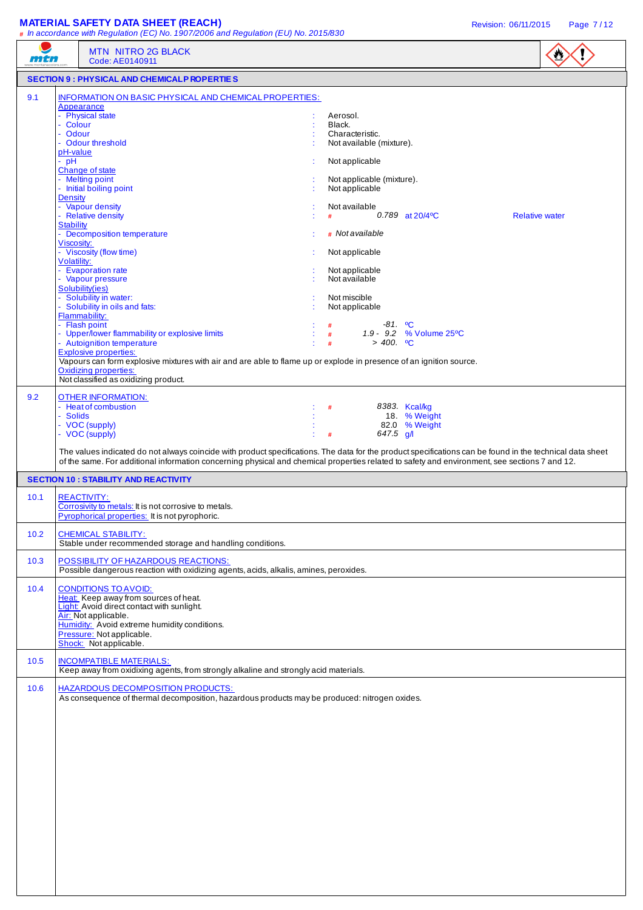## SECTION 9 : PHYSICAL AND CHEMICAL PROPERTIES

### 9.1 INFORMATION ON BASIC PHYSICAL AND CHEMICAL PROPERTIES:

**Appearance**

| Property | | Value | Unit | |
|---|---|---|---|---|
| - Physical state | : | Aerosol. | | |
| - Colour | : | Black. | | |
| - Odour | : | Characteristic. | | |
| - Odour threshold | : | Not available (mixture). | | |

**pH-value**

| Property | | Value | Unit | |
|---|---|---|---|---|
| - pH | : | Not applicable | | |

**Change of state**

| Property | | Value | Unit | |
|---|---|---|---|---|
| - Melting point | : | Not applicable (mixture). | | |
| - Initial boiling point | : | Not applicable | | |

**Density**

| Property | | Value | Unit | |
|---|---|---|---|---|
| - Vapour density | : | Not available | | |
| - Relative density | : | # 0.789 | at 20/4ºC | Relative water |

**Stability**

| Property | | Value | Unit | |
|---|---|---|---|---|
| - Decomposition temperature | : | # *Not available* | | |

**Viscosity:**

| Property | | Value | Unit | |
|---|---|---|---|---|
| - Viscosity (flow time) | : | Not applicable | | |

**Volatility:**

| Property | | Value | Unit | |
|---|---|---|---|---|
| - Evaporation rate | : | Not applicable | | |
| - Vapour pressure | : | Not available | | |

**Solubility(ies)**

| Property | | Value | Unit | |
|---|---|---|---|---|
| - Solubility in water: | : | Not miscible | | |
| - Solubility in oils and fats: | : | Not applicable | | |

**Flammability:**

| Property | | Value | Unit | |
|---|---|---|---|---|
| - Flash point | : | # *-81.* | ºC | |
| - Upper/lower flammability or explosive limits | : | # *1.9 - 9.2* | % Volume 25ºC | |
| - Autoignition temperature | : | # *> 400.* | ºC | |

**Explosive properties:**

Vapours can form explosive mixtures with air and are able to flame up or explode in presence of an ignition source.

**Oxidizing properties:**

Not classified as oxidizing product.

### 9.2 OTHER INFORMATION:

| Property | | Value | Unit |
|---|---|---|---|
| - Heat of combustion | : | # *8383.* | Kcal/kg |
| - Solids | : | 18. | % Weight |
| - VOC (supply) | : | 82.0 | % Weight |
| - VOC (supply) | : | # *647.5* | g/l |

The values indicated do not always coincide with product specifications. The data for the product specifications can be found in the technical data sheet of the same. For additional information concerning physical and chemical properties related to safety and environment, see sections 7 and 12.

## SECTION 10 : STABILITY AND REACTIVITY

### 10.1 REACTIVITY:

Corrosivity to metals: It is not corrosive to metals.
Pyrophorical properties: It is not pyrophoric.

### 10.2 CHEMICAL STABILITY:

Stable under recommended storage and handling conditions.

### 10.3 POSSIBILITY OF HAZARDOUS REACTIONS:

Possible dangerous reaction with oxidizing agents, acids, alkalis, amines, peroxides.

### 10.4 CONDITIONS TO AVOID:

Heat: Keep away from sources of heat.
Light: Avoid direct contact with sunlight.
Air: Not applicable.
Humidity: Avoid extreme humidity conditions.
Pressure: Not applicable.
Shock: Not applicable.

### 10.5 INCOMPATIBLE MATERIALS:

Keep away from oxidixing agents, from strongly alkaline and strongly acid materials.

### 10.6 HAZARDOUS DECOMPOSITION PRODUCTS:

As consequence of thermal decomposition, hazardous products may be produced: nitrogen oxides.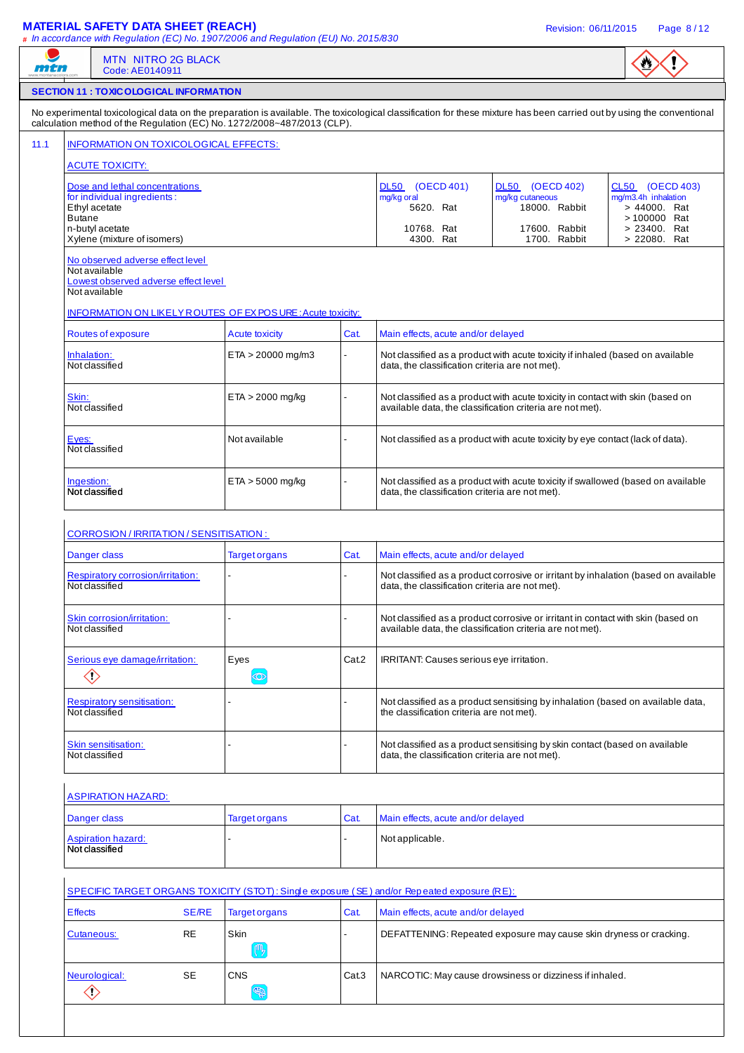## SECTION 11 : TOXICOLOGICAL INFORMATION

No experimental toxicological data on the preparation is available. The toxicological classification for these mixture has been carried out by using the conventional calculation method of the Regulation (EC) No. 1272/2008~487/2013 (CLP).

### 11.1 INFORMATION ON TOXICOLOGICAL EFFECTS:

**ACUTE TOXICITY:**

| Dose and lethal concentrations for individual ingredients: | DL50 (OECD 401) mg/kg oral | DL50 (OECD 402) mg/kg cutaneous | CL50 (OECD 403) mg/m3.4h inhalation |
|---|---|---|---|
| Ethyl acetate | 5620. Rat | 18000. Rabbit | > 44000. Rat |
| Butane | | | > 100000 Rat |
| n-butyl acetate | 10768. Rat | 17600. Rabbit | > 23400. Rat |
| Xylene (mixture of isomers) | 4300. Rat | 1700. Rabbit | > 22080. Rat |

No observed adverse effect level
Not available
Lowest observed adverse effect level
Not available

**INFORMATION ON LIKELY ROUTES OF EXPOSURE: Acute toxicity:**

| Routes of exposure | Acute toxicity | Cat. | Main effects, acute and/or delayed |
|---|---|---|---|
| Inhalation: Not classified | ETA > 20000 mg/m3 | - | Not classified as a product with acute toxicity if inhaled (based on available data, the classification criteria are not met). |
| Skin: Not classified | ETA > 2000 mg/kg | - | Not classified as a product with acute toxicity in contact with skin (based on available data, the classification criteria are not met). |
| Eyes: Not classified | Not available | - | Not classified as a product with acute toxicity by eye contact (lack of data). |
| Ingestion: Not classified | ETA > 5000 mg/kg | - | Not classified as a product with acute toxicity if swallowed (based on available data, the classification criteria are not met). |

**CORROSION / IRRITATION / SENSITISATION:**

| Danger class | Target organs | Cat. | Main effects, acute and/or delayed |
|---|---|---|---|
| Respiratory corrosion/irritation: Not classified | - | - | Not classified as a product corrosive or irritant by inhalation (based on available data, the classification criteria are not met). |
| Skin corrosion/irritation: Not classified | - | - | Not classified as a product corrosive or irritant in contact with skin (based on available data, the classification criteria are not met). |
| Serious eye damage/irritation: | Eyes | Cat.2 | IRRITANT: Causes serious eye irritation. |
| Respiratory sensitisation: Not classified | - | - | Not classified as a product sensitising by inhalation (based on available data, the classification criteria are not met). |
| Skin sensitisation: Not classified | - | - | Not classified as a product sensitising by skin contact (based on available data, the classification criteria are not met). |

**ASPIRATION HAZARD:**

| Danger class | Target organs | Cat. | Main effects, acute and/or delayed |
|---|---|---|---|
| Aspiration hazard: Not classified | - | - | Not applicable. |

**SPECIFIC TARGET ORGANS TOXICITY (STOT): Single exposure (SE) and/or Repeated exposure (RE):**

| Effects | SE/RE | Target organs | Cat. | Main effects, acute and/or delayed |
|---|---|---|---|---|
| Cutaneous: | RE | Skin | - | DEFATTENING: Repeated exposure may cause skin dryness or cracking. |
| Neurological: | SE | CNS | Cat.3 | NARCOTIC: May cause drowsiness or dizziness if inhaled. |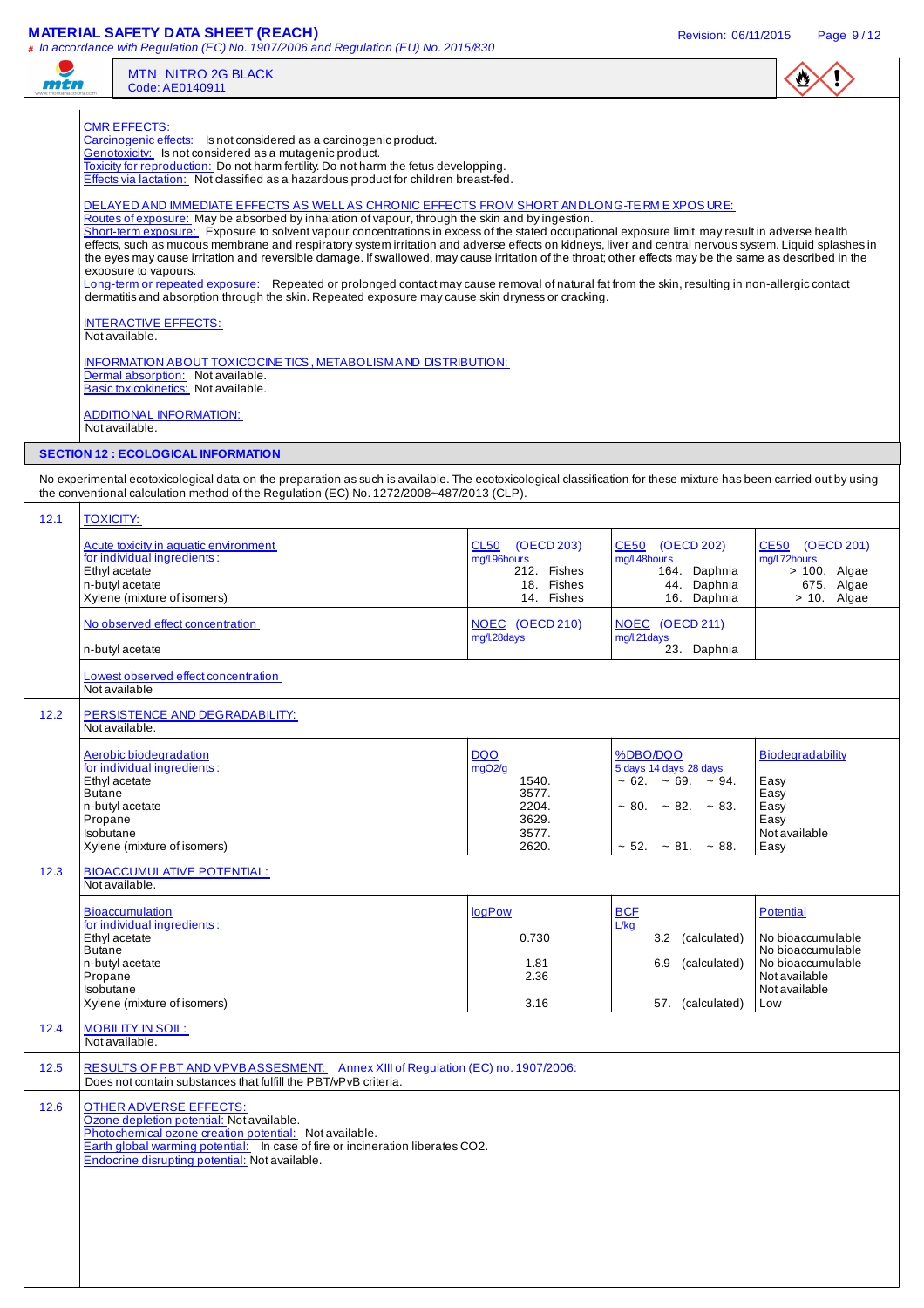**CMR EFFECTS:**
Carcinogenic effects: Is not considered as a carcinogenic product.
Genotoxicity: Is not considered as a mutagenic product.
Toxicity for reproduction: Do not harm fertility. Do not harm the fetus developping.
Effects via lactation: Not classified as a hazardous product for children breast-fed.

**DELAYED AND IMMEDIATE EFFECTS AS WELL AS CHRONIC EFFECTS FROM SHORT AND LONG-TERM EXPOSURE:**
Routes of exposure: May be absorbed by inhalation of vapour, through the skin and by ingestion.
Short-term exposure: Exposure to solvent vapour concentrations in excess of the stated occupational exposure limit, may result in adverse health effects, such as mucous membrane and respiratory system irritation and adverse effects on kidneys, liver and central nervous system. Liquid splashes in the eyes may cause irritation and reversible damage. If swallowed, may cause irritation of the throat; other effects may be the same as described in the exposure to vapours.
Long-term or repeated exposure: Repeated or prolonged contact may cause removal of natural fat from the skin, resulting in non-allergic contact dermatitis and absorption through the skin. Repeated exposure may cause skin dryness or cracking.

**INTERACTIVE EFFECTS:**
Not available.

**INFORMATION ABOUT TOXICOCINETICS, METABOLISM AND DISTRIBUTION:**
Dermal absorption: Not available.
Basic toxicokinetics: Not available.

**ADDITIONAL INFORMATION:**
Not available.

## SECTION 12 : ECOLOGICAL INFORMATION

No experimental ecotoxicological data on the preparation as such is available. The ecotoxicological classification for these mixture has been carried out by using the conventional calculation method of the Regulation (EC) No. 1272/2008~487/2013 (CLP).

### 12.1 TOXICITY:

| Acute toxicity in aquatic environment for individual ingredients: | CL50 (OECD 203) mg/l.96hours | CE50 (OECD 202) mg/l.48hours | CE50 (OECD 201) mg/l.72hours |
|---|---|---|---|
| Ethyl acetate | 212. Fishes | 164. Daphnia | > 100. Algae |
| n-butyl acetate | 18. Fishes | 44. Daphnia | 675. Algae |
| Xylene (mixture of isomers) | 14. Fishes | 16. Daphnia | > 10. Algae |

| No observed effect concentration | NOEC (OECD 210) mg/l.28days | NOEC (OECD 211) mg/l.21days | |
|---|---|---|---|
| n-butyl acetate | | 23. Daphnia | |

Lowest observed effect concentration
Not available

### 12.2 PERSISTENCE AND DEGRADABILITY:

Not available.

| Aerobic biodegradation for individual ingredients: | DQO mgO2/g | %DBO/DQO 5 days 14 days 28 days | Biodegradability |
|---|---|---|---|
| Ethyl acetate | 1540. | ~ 62. ~ 69. ~ 94. | Easy |
| Butane | 3577. | | Easy |
| n-butyl acetate | 2204. | ~ 80. ~ 82. ~ 83. | Easy |
| Propane | 3629. | | Easy |
| Isobutane | 3577. | | Not available |
| Xylene (mixture of isomers) | 2620. | ~ 52. ~ 81. ~ 88. | Easy |

### 12.3 BIOACCUMULATIVE POTENTIAL:

Not available.

| Bioaccumulation for individual ingredients: | logPow | BCF L/kg | Potential |
|---|---|---|---|
| Ethyl acetate | 0.730 | 3.2 (calculated) | No bioaccumulable |
| Butane | | | No bioaccumulable |
| n-butyl acetate | 1.81 | 6.9 (calculated) | No bioaccumulable |
| Propane | 2.36 | | Not available |
| Isobutane | | | Not available |
| Xylene (mixture of isomers) | 3.16 | 57. (calculated) | Low |

### 12.4 MOBILITY IN SOIL:

Not available.

### 12.5 RESULTS OF PBT AND VPVB ASSESMENT: Annex XIII of Regulation (EC) no. 1907/2006:

Does not contain substances that fulfill the PBT/vPvB criteria.

### 12.6 OTHER ADVERSE EFFECTS:

Ozone depletion potential: Not available.
Photochemical ozone creation potential: Not available.
Earth global warming potential: In case of fire or incineration liberates CO2.
Endocrine disrupting potential: Not available.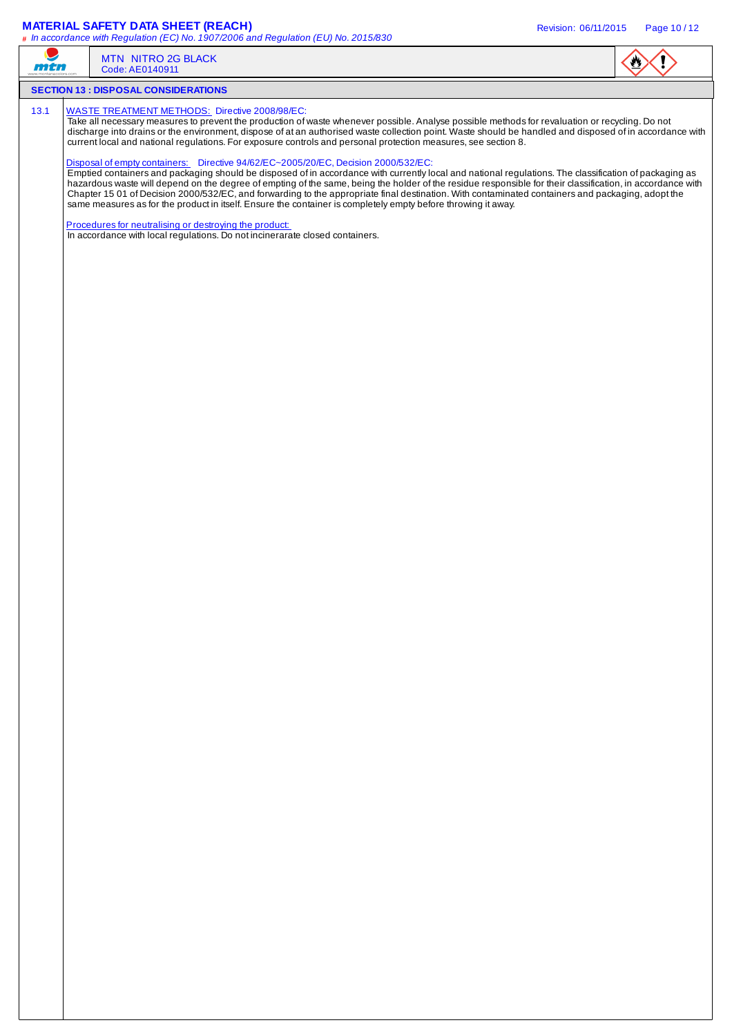## SECTION 13 : DISPOSAL CONSIDERATIONS

**13.1**

WASTE TREATMENT METHODS: Directive 2008/98/EC:

Take all necessary measures to prevent the production of waste whenever possible. Analyse possible methods for revaluation or recycling. Do not discharge into drains or the environment, dispose of at an authorised waste collection point. Waste should be handled and disposed of in accordance with current local and national regulations. For exposure controls and personal protection measures, see section 8.

Disposal of empty containers: Directive 94/62/EC~2005/20/EC, Decision 2000/532/EC:

Emptied containers and packaging should be disposed of in accordance with currently local and national regulations. The classification of packaging as hazardous waste will depend on the degree of empting of the same, being the holder of the residue responsible for their classification, in accordance with Chapter 15 01 of Decision 2000/532/EC, and forwarding to the appropriate final destination. With contaminated containers and packaging, adopt the same measures as for the product in itself. Ensure the container is completely empty before throwing it away.

Procedures for neutralising or destroying the product:

In accordance with local regulations. Do not incinerarate closed containers.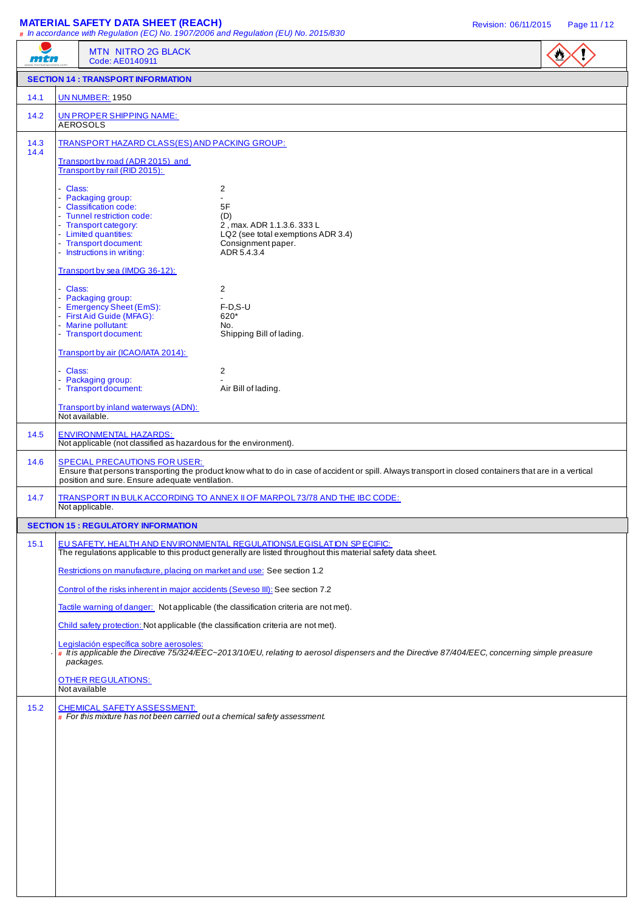**MATERIAL SAFETY DATA SHEET (REACH)**

*# In accordance with Regulation (EC) No. 1907/2006 and Regulation (EU) No. 2015/830*

Revision: 06/11/2015

MTN NITRO 2G BLACK
Code: AE0140911

## SECTION 14 : TRANSPORT INFORMATION

**14.1** UN NUMBER: 1950

**14.2** UN PROPER SHIPPING NAME:
AEROSOLS

**14.3 14.4** TRANSPORT HAZARD CLASS(ES) AND PACKING GROUP:

Transport by road (ADR 2015) and Transport by rail (RID 2015):

| | |
|---|---|
| - Class: | 2 |
| - Packaging group: | - |
| - Classification code: | 5F |
| - Tunnel restriction code: | (D) |
| - Transport category: | 2 , max. ADR 1.1.3.6. 333 L |
| - Limited quantities: | LQ2 (see total exemptions ADR 3.4) |
| - Transport document: | Consignment paper. |
| - Instructions in writing: | ADR 5.4.3.4 |

Transport by sea (IMDG 36-12):

| | |
|---|---|
| - Class: | 2 |
| - Packaging group: | - |
| - Emergency Sheet (EmS): | F-D,S-U |
| - First Aid Guide (MFAG): | 620* |
| - Marine pollutant: | No. |
| - Transport document: | Shipping Bill of lading. |

Transport by air (ICAO/IATA 2014):

| | |
|---|---|
| - Class: | 2 |
| - Packaging group: | - |
| - Transport document: | Air Bill of lading. |

Transport by inland waterways (ADN):
Not available.

**14.5** ENVIRONMENTAL HAZARDS:
Not applicable (not classified as hazardous for the environment).

**14.6** SPECIAL PRECAUTIONS FOR USER:
Ensure that persons transporting the product know what to do in case of accident or spill. Always transport in closed containers that are in a vertical position and sure. Ensure adequate ventilation.

**14.7** TRANSPORT IN BULK ACCORDING TO ANNEX II OF MARPOL 73/78 AND THE IBC CODE:
Not applicable.

## SECTION 15 : REGULATORY INFORMATION

**15.1** EU SAFETY, HEALTH AND ENVIRONMENTAL REGULATIONS/LEGISLATION SPECIFIC:
The regulations applicable to this product generally are listed throughout this material safety data sheet.

Restrictions on manufacture, placing on market and use: See section 1.2

Control of the risks inherent in major accidents (Seveso III): See section 7.2

Tactile warning of danger: Not applicable (the classification criteria are not met).

Child safety protection: Not applicable (the classification criteria are not met).

Legislación específica sobre aerosoles:
- *# It is applicable the Directive 75/324/EEC~2013/10/EU, relating to aerosol dispensers and the Directive 87/404/EEC, concerning simple preasure packages.*

OTHER REGULATIONS:
Not available

**15.2** CHEMICAL SAFETY ASSESSMENT:
*# For this mixture has not been carried out a chemical safety assessment.*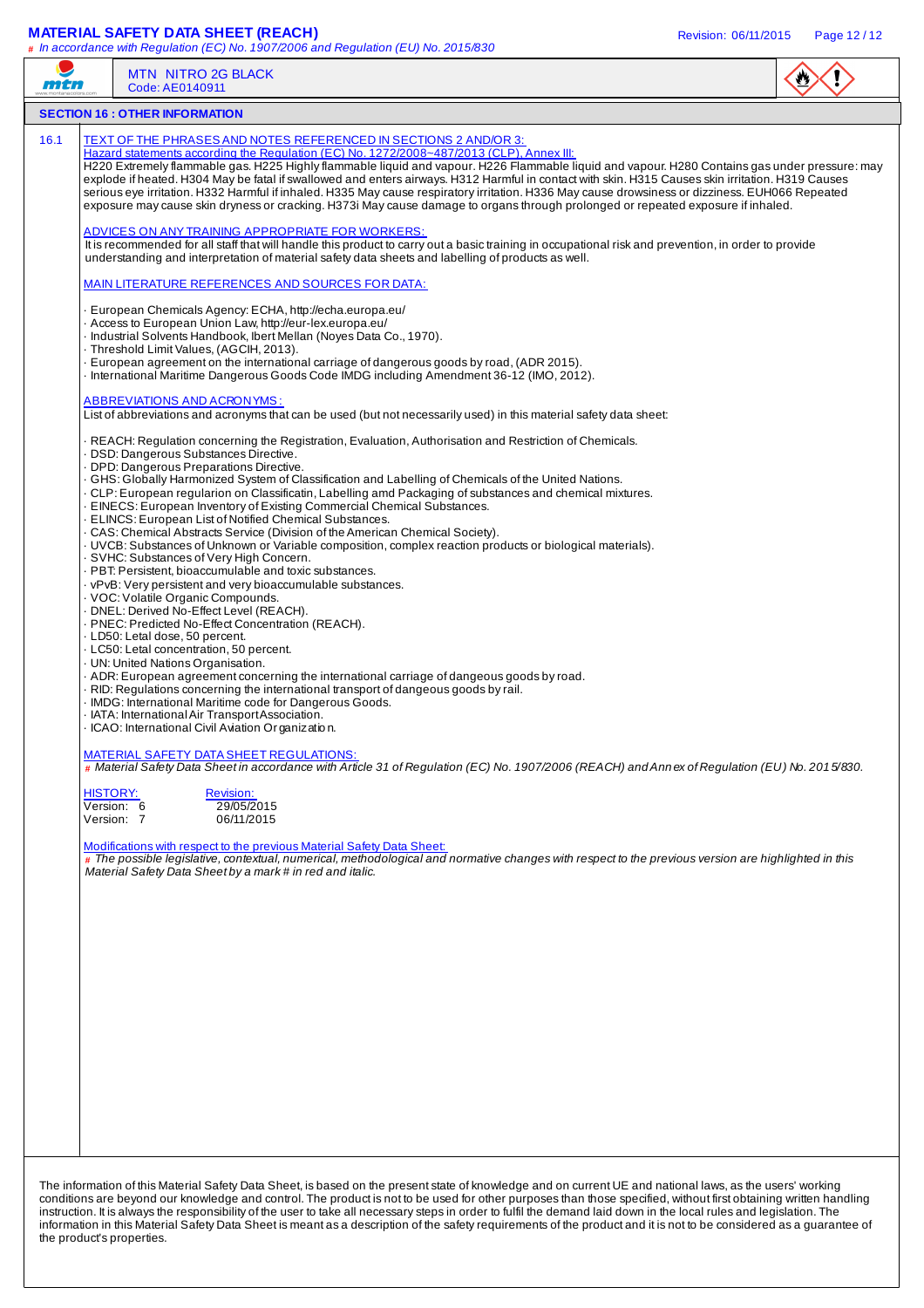## SECTION 16 : OTHER INFORMATION

**16.1**

TEXT OF THE PHRASES AND NOTES REFERENCED IN SECTIONS 2 AND/OR 3:
Hazard statements according the Regulation (EC) No. 1272/2008~487/2013 (CLP), Annex III:
H220 Extremely flammable gas. H225 Highly flammable liquid and vapour. H226 Flammable liquid and vapour. H280 Contains gas under pressure: may explode if heated. H304 May be fatal if swallowed and enters airways. H312 Harmful in contact with skin. H315 Causes skin irritation. H319 Causes serious eye irritation. H332 Harmful if inhaled. H335 May cause respiratory irritation. H336 May cause drowsiness or dizziness. EUH066 Repeated exposure may cause skin dryness or cracking. H373i May cause damage to organs through prolonged or repeated exposure if inhaled.

ADVICES ON ANY TRAINING APPROPRIATE FOR WORKERS:
It is recommended for all staff that will handle this product to carry out a basic training in occupational risk and prevention, in order to provide understanding and interpretation of material safety data sheets and labelling of products as well.

MAIN LITERATURE REFERENCES AND SOURCES FOR DATA:

- European Chemicals Agency: ECHA, http://echa.europa.eu/
- Access to European Union Law, http://eur-lex.europa.eu/
- Industrial Solvents Handbook, Ibert Mellan (Noyes Data Co., 1970).
- Threshold Limit Values, (AGCIH, 2013).
- European agreement on the international carriage of dangerous goods by road, (ADR 2015).
- International Maritime Dangerous Goods Code IMDG including Amendment 36-12 (IMO, 2012).

ABBREVIATIONS AND ACRONYMS:
List of abbreviations and acronyms that can be used (but not necessarily used) in this material safety data sheet:

- REACH: Regulation concerning the Registration, Evaluation, Authorisation and Restriction of Chemicals.
- DSD: Dangerous Substances Directive.
- DPD: Dangerous Preparations Directive.
- GHS: Globally Harmonized System of Classification and Labelling of Chemicals of the United Nations.
- CLP: European regulation on Classificatin, Labelling amd Packaging of substances and chemical mixtures.
- EINECS: European Inventory of Existing Commercial Chemical Substances.
- ELINCS: European List of Notified Chemical Substances.
- CAS: Chemical Abstracts Service (Division of the American Chemical Society).
- UVCB: Substances of Unknown or Variable composition, complex reaction products or biological materials).
- SVHC: Substances of Very High Concern.
- PBT: Persistent, bioaccumulable and toxic substances.
- vPvB: Very persistent and very bioaccumulable substances.
- VOC: Volatile Organic Compounds.
- DNEL: Derived No-Effect Level (REACH).
- PNEC: Predicted No-Effect Concentration (REACH).
- LD50: Letal dose, 50 percent.
- LC50: Letal concentration, 50 percent.
- UN: United Nations Organisation.
- ADR: European agreement concerning the international carriage of dangeous goods by road.
- RID: Regulations concerning the international transport of dangeous goods by rail.
- IMDG: International Maritime code for Dangerous Goods.
- IATA: International Air Transport Association.
- ICAO: International Civil Aviation Organization.

MATERIAL SAFETY DATA SHEET REGULATIONS:
# *Material Safety Data Sheet in accordance with Article 31 of Regulation (EC) No. 1907/2006 (REACH) and Annex of Regulation (EU) No. 2015/830.*

| HISTORY: | Revision: |
|---|---|
| Version: 6 | 29/05/2015 |
| Version: 7 | 06/11/2015 |

Modifications with respect to the previous Material Safety Data Sheet:
# *The possible legislative, contextual, numerical, methodological and normative changes with respect to the previous version are highlighted in this Material Safety Data Sheet by a mark # in red and italic.*

The information of this Material Safety Data Sheet, is based on the present state of knowledge and on current UE and national laws, as the users' working conditions are beyond our knowledge and control. The product is not to be used for other purposes than those specified, without first obtaining written handling instruction. It is always the responsibility of the user to take all necessary steps in order to fulfil the demand laid down in the local rules and legislation. The information in this Material Safety Data Sheet is meant as a description of the safety requirements of the product and it is not to be considered as a guarantee of the product's properties.